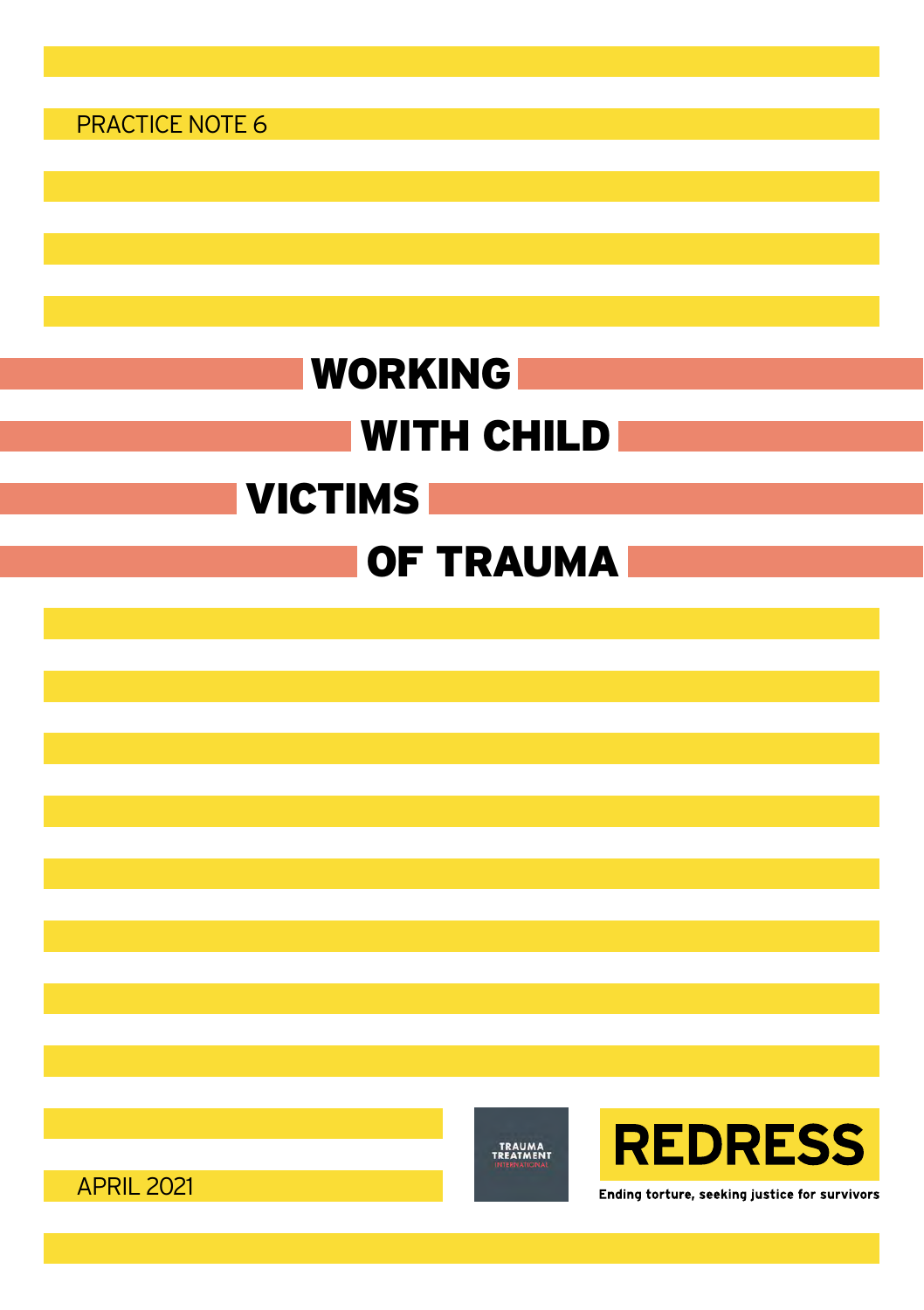PRACTICE NOTE 6

# WORKING WITH CHILD VICTIMS OF TRAUMA

APRIL 2021

TRAUMA TREATMENT INTERNATIONAL

REDRESS

Ending torture, seeking justice for survivors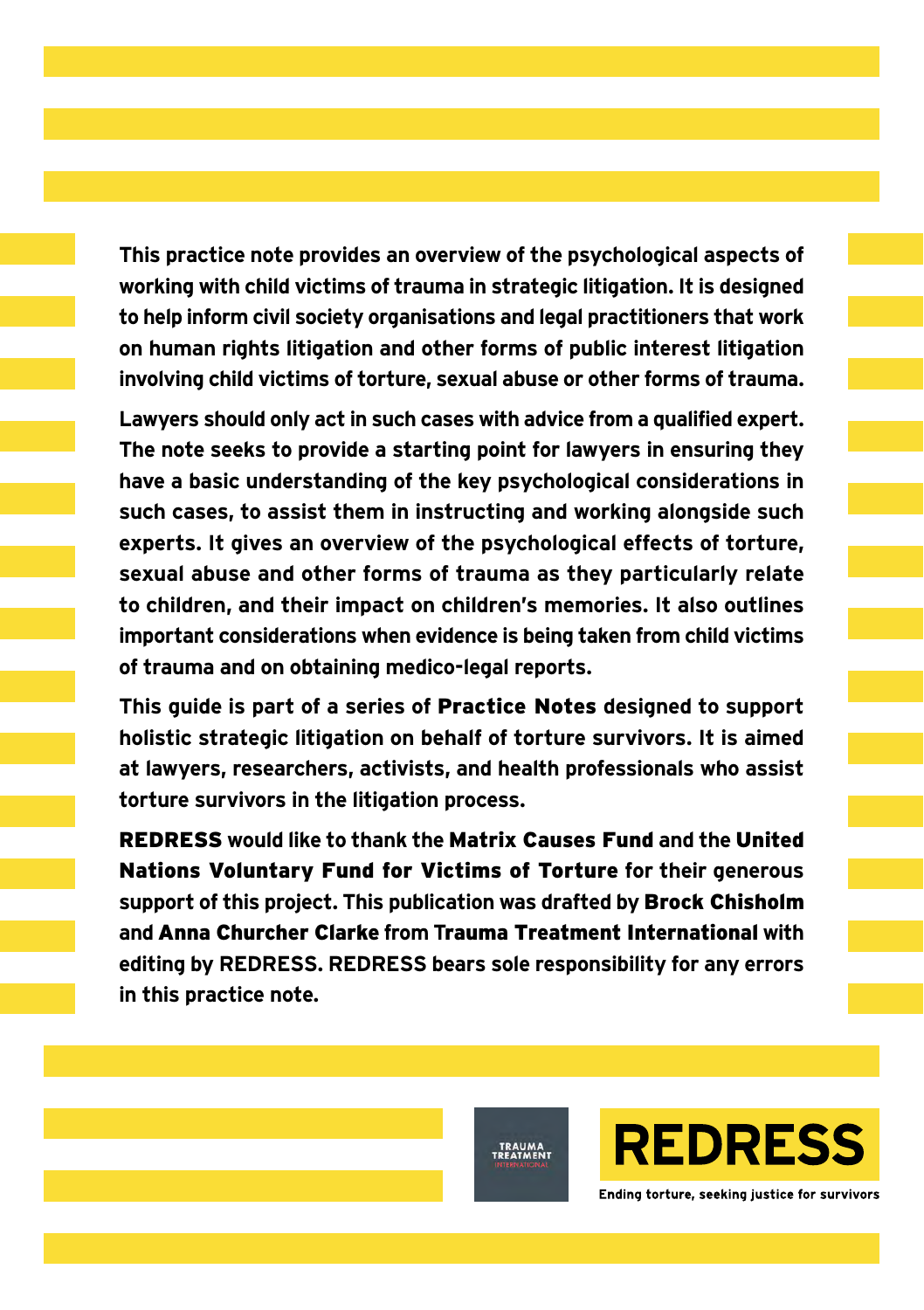**This practice note provides an overview of the psychological aspects of working with child victims of trauma in strategic litigation. It is designed to help inform civil society organisations and legal practitioners that work on human rights litigation and other forms of public interest litigation involving child victims of torture, sexual abuse or other forms of trauma.**

**Lawyers should only act in such cases with advice from a qualified expert. The note seeks to provide a starting point for lawyers in ensuring they have a basic understanding of the key psychological considerations in such cases, to assist them in instructing and working alongside such experts. It gives an overview of the psychological effects of torture, sexual abuse and other forms of trauma as they particularly relate to children, and their impact on children's memories. It also outlines important considerations when evidence is being taken from child victims of trauma and on obtaining medico-legal reports.**

**This guide is part of a series of Practice Notes designed to support holistic strategic litigation on behalf of torture survivors. It is aimed at lawyers, researchers, activists, and health professionals who assist torture survivors in the litigation process.**

**REDRESS would like to thank the Matrix Causes Fund and the United Nations Voluntary Fund for Victims of Torture for their generous support of this project. This publication was drafted by Brock Chisholm and Anna Churcher Clarke from Trauma Treatment International with editing by REDRESS. REDRESS bears sole responsibility for any errors in this practice note.**

TRAUMA TREATMENT INTERNATIONAL

REDRESS

Ending torture, seeking justice for survivors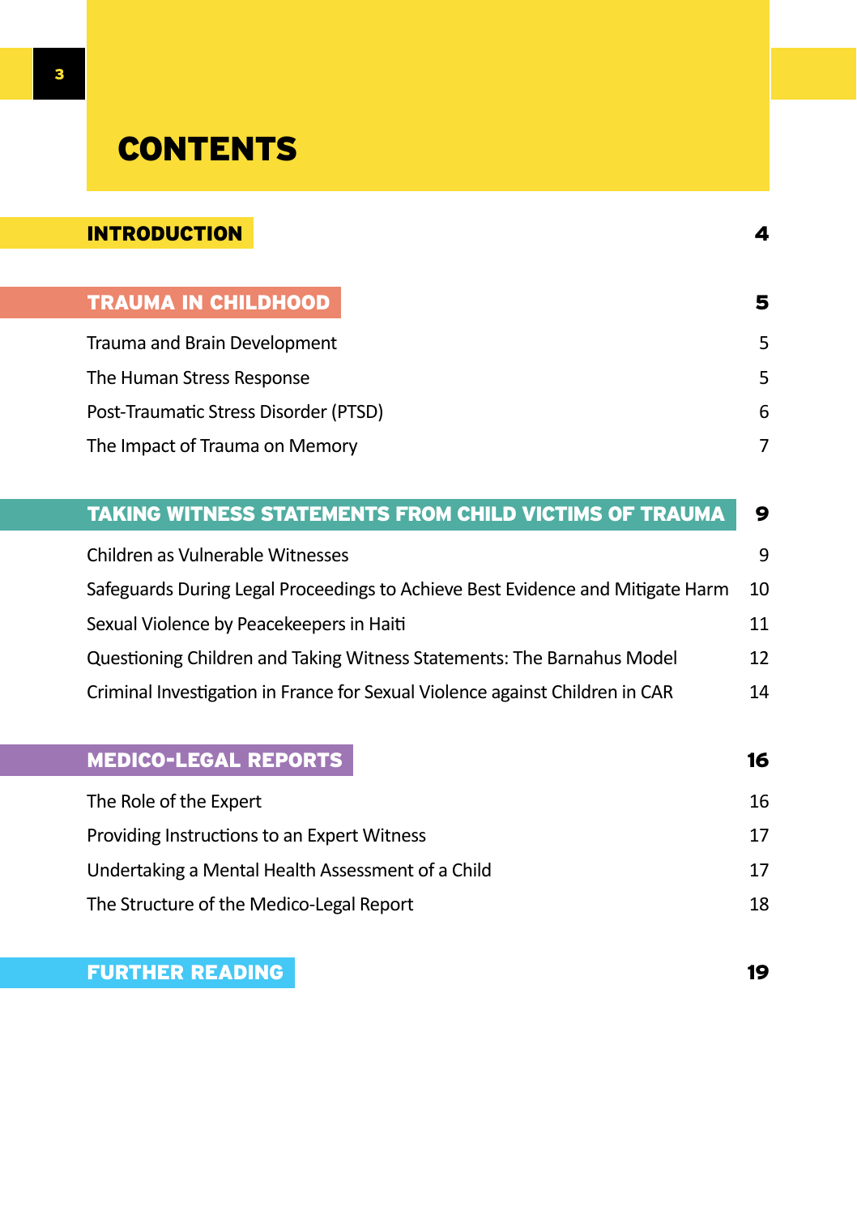# CONTENTS

| | |
|---|---|
| **INTRODUCTION** | **4** |
| **TRAUMA IN CHILDHOOD** | **5** |
| Trauma and Brain Development | 5 |
| The Human Stress Response | 5 |
| Post-Traumatic Stress Disorder (PTSD) | 6 |
| The Impact of Trauma on Memory | 7 |
| **TAKING WITNESS STATEMENTS FROM CHILD VICTIMS OF TRAUMA** | **9** |
| Children as Vulnerable Witnesses | 9 |
| Safeguards During Legal Proceedings to Achieve Best Evidence and Mitigate Harm | 10 |
| Sexual Violence by Peacekeepers in Haiti | 11 |
| Questioning Children and Taking Witness Statements: The Barnahus Model | 12 |
| Criminal Investigation in France for Sexual Violence against Children in CAR | 14 |
| **MEDICO-LEGAL REPORTS** | **16** |
| The Role of the Expert | 16 |
| Providing Instructions to an Expert Witness | 17 |
| Undertaking a Mental Health Assessment of a Child | 17 |
| The Structure of the Medico-Legal Report | 18 |
| **FURTHER READING** | **19** |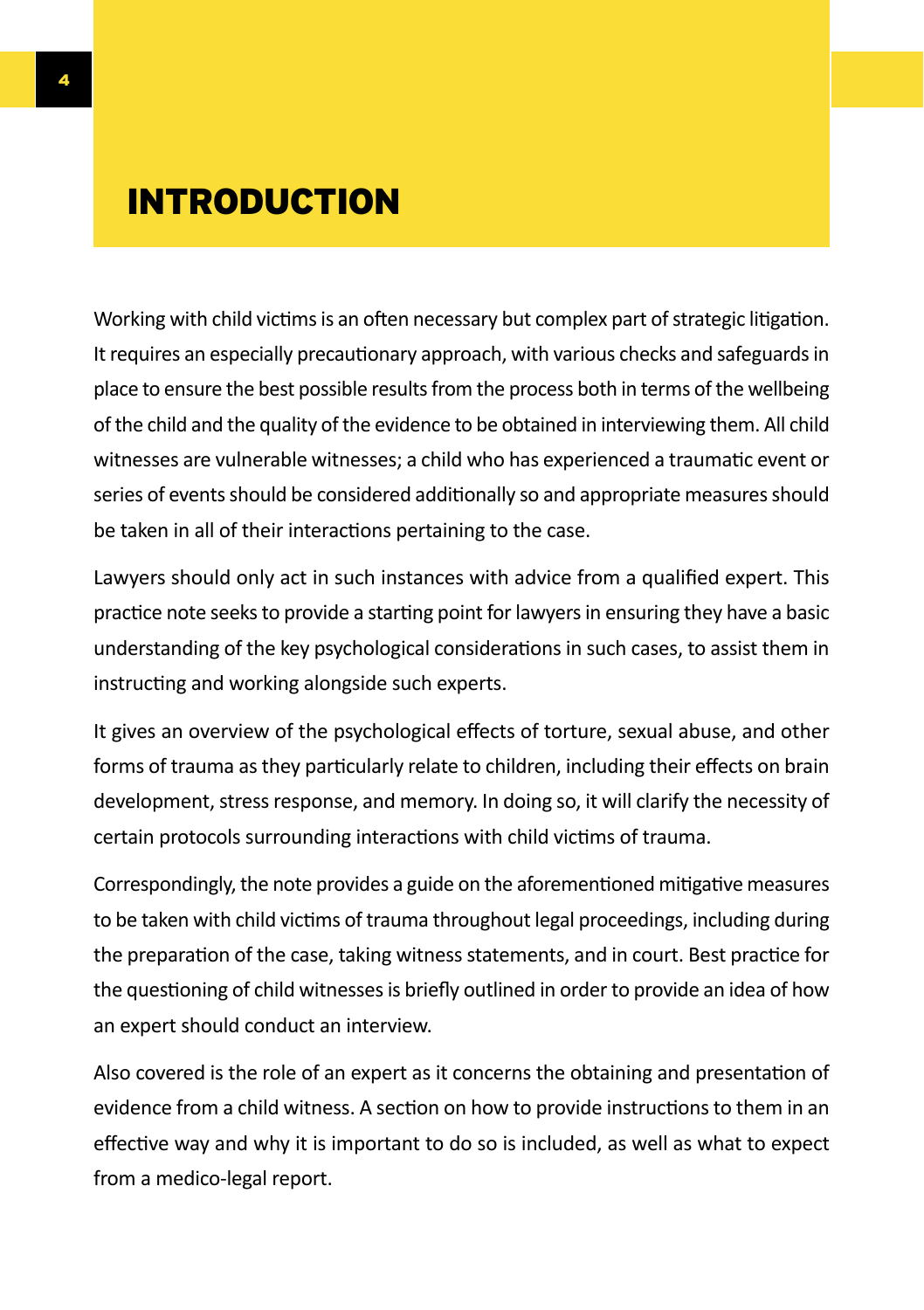# INTRODUCTION

Working with child victims is an often necessary but complex part of strategic litigation. It requires an especially precautionary approach, with various checks and safeguards in place to ensure the best possible results from the process both in terms of the wellbeing of the child and the quality of the evidence to be obtained in interviewing them. All child witnesses are vulnerable witnesses; a child who has experienced a traumatic event or series of events should be considered additionally so and appropriate measures should be taken in all of their interactions pertaining to the case.

Lawyers should only act in such instances with advice from a qualified expert. This practice note seeks to provide a starting point for lawyers in ensuring they have a basic understanding of the key psychological considerations in such cases, to assist them in instructing and working alongside such experts.

It gives an overview of the psychological effects of torture, sexual abuse, and other forms of trauma as they particularly relate to children, including their effects on brain development, stress response, and memory. In doing so, it will clarify the necessity of certain protocols surrounding interactions with child victims of trauma.

Correspondingly, the note provides a guide on the aforementioned mitigative measures to be taken with child victims of trauma throughout legal proceedings, including during the preparation of the case, taking witness statements, and in court. Best practice for the questioning of child witnesses is briefly outlined in order to provide an idea of how an expert should conduct an interview.

Also covered is the role of an expert as it concerns the obtaining and presentation of evidence from a child witness. A section on how to provide instructions to them in an effective way and why it is important to do so is included, as well as what to expect from a medico-legal report.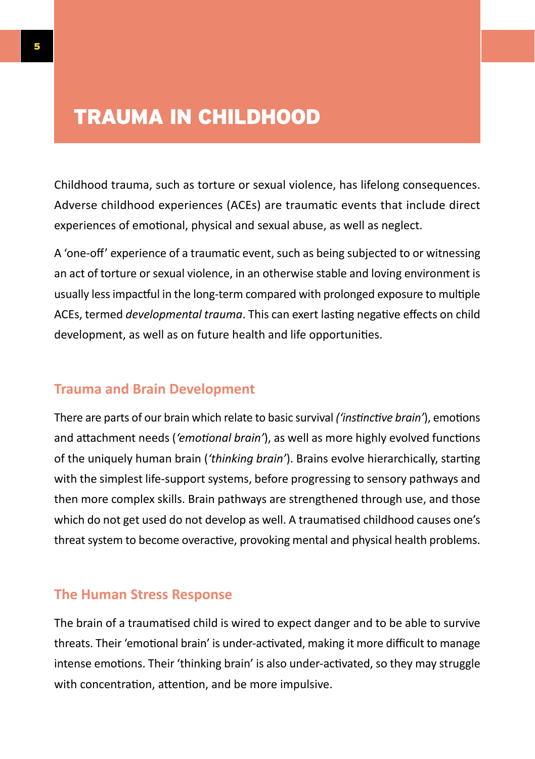# TRAUMA IN CHILDHOOD

Childhood trauma, such as torture or sexual violence, has lifelong consequences. Adverse childhood experiences (ACEs) are traumatic events that include direct experiences of emotional, physical and sexual abuse, as well as neglect.

A 'one-off' experience of a traumatic event, such as being subjected to or witnessing an act of torture or sexual violence, in an otherwise stable and loving environment is usually less impactful in the long-term compared with prolonged exposure to multiple ACEs, termed *developmental trauma*. This can exert lasting negative effects on child development, as well as on future health and life opportunities.

## Trauma and Brain Development

There are parts of our brain which relate to basic survival *('instinctive brain'*), emotions and attachment needs (*'emotional brain'*), as well as more highly evolved functions of the uniquely human brain (*'thinking brain'*). Brains evolve hierarchically, starting with the simplest life-support systems, before progressing to sensory pathways and then more complex skills. Brain pathways are strengthened through use, and those which do not get used do not develop as well. A traumatised childhood causes one's threat system to become overactive, provoking mental and physical health problems.

## The Human Stress Response

The brain of a traumatised child is wired to expect danger and to be able to survive threats. Their 'emotional brain' is under-activated, making it more difficult to manage intense emotions. Their 'thinking brain' is also under-activated, so they may struggle with concentration, attention, and be more impulsive.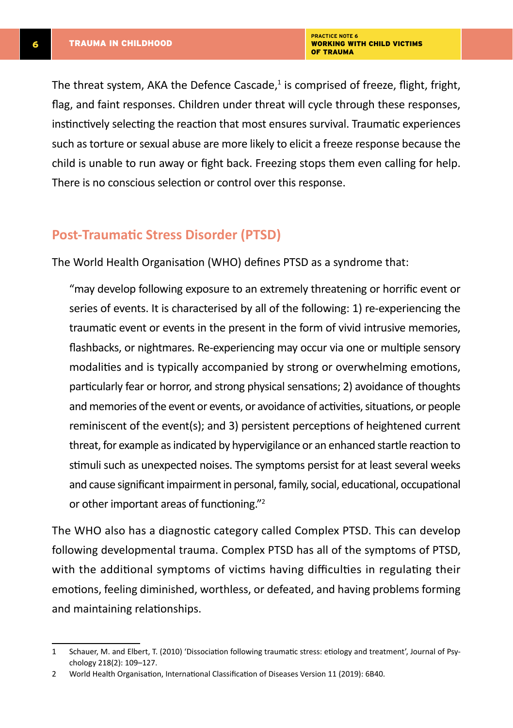The threat system, AKA the Defence Cascade,[1] is comprised of freeze, flight, fright, flag, and faint responses. Children under threat will cycle through these responses, instinctively selecting the reaction that most ensures survival. Traumatic experiences such as torture or sexual abuse are more likely to elicit a freeze response because the child is unable to run away or fight back. Freezing stops them even calling for help. There is no conscious selection or control over this response.

## Post-Traumatic Stress Disorder (PTSD)

The World Health Organisation (WHO) defines PTSD as a syndrome that:

> "may develop following exposure to an extremely threatening or horrific event or series of events. It is characterised by all of the following: 1) re-experiencing the traumatic event or events in the present in the form of vivid intrusive memories, flashbacks, or nightmares. Re-experiencing may occur via one or multiple sensory modalities and is typically accompanied by strong or overwhelming emotions, particularly fear or horror, and strong physical sensations; 2) avoidance of thoughts and memories of the event or events, or avoidance of activities, situations, or people reminiscent of the event(s); and 3) persistent perceptions of heightened current threat, for example as indicated by hypervigilance or an enhanced startle reaction to stimuli such as unexpected noises. The symptoms persist for at least several weeks and cause significant impairment in personal, family, social, educational, occupational or other important areas of functioning."[2]

The WHO also has a diagnostic category called Complex PTSD. This can develop following developmental trauma. Complex PTSD has all of the symptoms of PTSD, with the additional symptoms of victims having difficulties in regulating their emotions, feeling diminished, worthless, or defeated, and having problems forming and maintaining relationships.

---

1 Schauer, M. and Elbert, T. (2010) 'Dissociation following traumatic stress: etiology and treatment', Journal of Psychology 218(2): 109–127.

2 World Health Organisation, International Classification of Diseases Version 11 (2019): 6B40.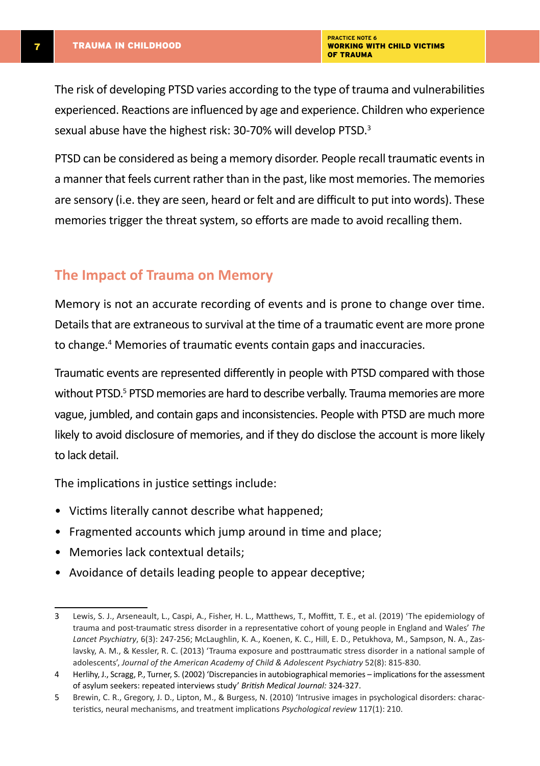The risk of developing PTSD varies according to the type of trauma and vulnerabilities experienced. Reactions are influenced by age and experience. Children who experience sexual abuse have the highest risk: 30-70% will develop PTSD.[3]

PTSD can be considered as being a memory disorder. People recall traumatic events in a manner that feels current rather than in the past, like most memories. The memories are sensory (i.e. they are seen, heard or felt and are difficult to put into words). These memories trigger the threat system, so efforts are made to avoid recalling them.

## The Impact of Trauma on Memory

Memory is not an accurate recording of events and is prone to change over time. Details that are extraneous to survival at the time of a traumatic event are more prone to change.[4] Memories of traumatic events contain gaps and inaccuracies.

Traumatic events are represented differently in people with PTSD compared with those without PTSD.[5] PTSD memories are hard to describe verbally. Trauma memories are more vague, jumbled, and contain gaps and inconsistencies. People with PTSD are much more likely to avoid disclosure of memories, and if they do disclose the account is more likely to lack detail.

The implications in justice settings include:

- Victims literally cannot describe what happened;
- Fragmented accounts which jump around in time and place;
- Memories lack contextual details;
- Avoidance of details leading people to appear deceptive;

---

3 Lewis, S. J., Arseneault, L., Caspi, A., Fisher, H. L., Matthews, T., Moffitt, T. E., et al. (2019) 'The epidemiology of trauma and post-traumatic stress disorder in a representative cohort of young people in England and Wales' *The Lancet Psychiatry*, 6(3): 247-256; McLaughlin, K. A., Koenen, K. C., Hill, E. D., Petukhova, M., Sampson, N. A., Zaslavsky, A. M., & Kessler, R. C. (2013) 'Trauma exposure and posttraumatic stress disorder in a national sample of adolescents', *Journal of the American Academy of Child & Adolescent Psychiatry* 52(8): 815-830.

4 Herlihy, J., Scragg, P., Turner, S. (2002) 'Discrepancies in autobiographical memories – implications for the assessment of asylum seekers: repeated interviews study' *British Medical Journal:* 324-327.

5 Brewin, C. R., Gregory, J. D., Lipton, M., & Burgess, N. (2010) 'Intrusive images in psychological disorders: characteristics, neural mechanisms, and treatment implications *Psychological review* 117(1): 210.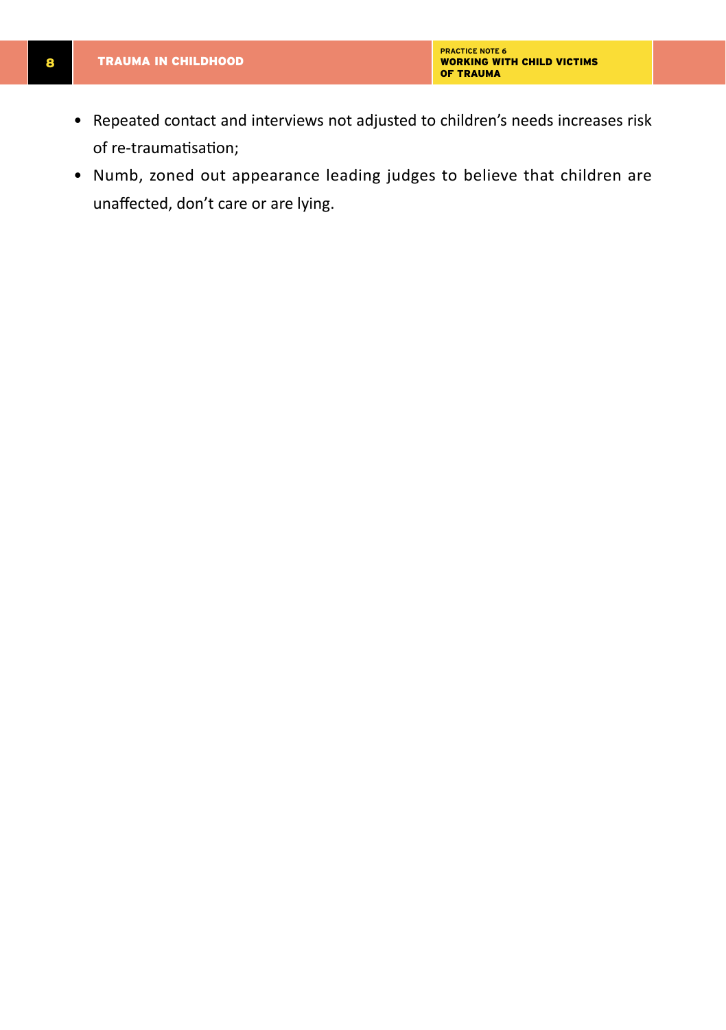- Repeated contact and interviews not adjusted to children's needs increases risk of re-traumatisation;
- Numb, zoned out appearance leading judges to believe that children are unaffected, don't care or are lying.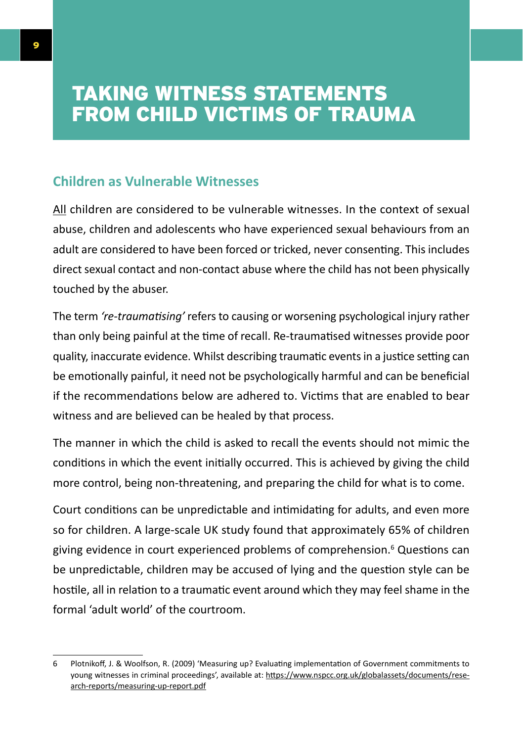# TAKING WITNESS STATEMENTS FROM CHILD VICTIMS OF TRAUMA

## Children as Vulnerable Witnesses

All children are considered to be vulnerable witnesses. In the context of sexual abuse, children and adolescents who have experienced sexual behaviours from an adult are considered to have been forced or tricked, never consenting. This includes direct sexual contact and non-contact abuse where the child has not been physically touched by the abuser.

The term *'re-traumatising'* refers to causing or worsening psychological injury rather than only being painful at the time of recall. Re-traumatised witnesses provide poor quality, inaccurate evidence. Whilst describing traumatic events in a justice setting can be emotionally painful, it need not be psychologically harmful and can be beneficial if the recommendations below are adhered to. Victims that are enabled to bear witness and are believed can be healed by that process.

The manner in which the child is asked to recall the events should not mimic the conditions in which the event initially occurred. This is achieved by giving the child more control, being non-threatening, and preparing the child for what is to come.

Court conditions can be unpredictable and intimidating for adults, and even more so for children. A large-scale UK study found that approximately 65% of children giving evidence in court experienced problems of comprehension.[6] Questions can be unpredictable, children may be accused of lying and the question style can be hostile, all in relation to a traumatic event around which they may feel shame in the formal 'adult world' of the courtroom.

---

6 Plotnikoff, J. & Woolfson, R. (2009) 'Measuring up? Evaluating implementation of Government commitments to young witnesses in criminal proceedings', available at: https://www.nspcc.org.uk/globalassets/documents/research-reports/measuring-up-report.pdf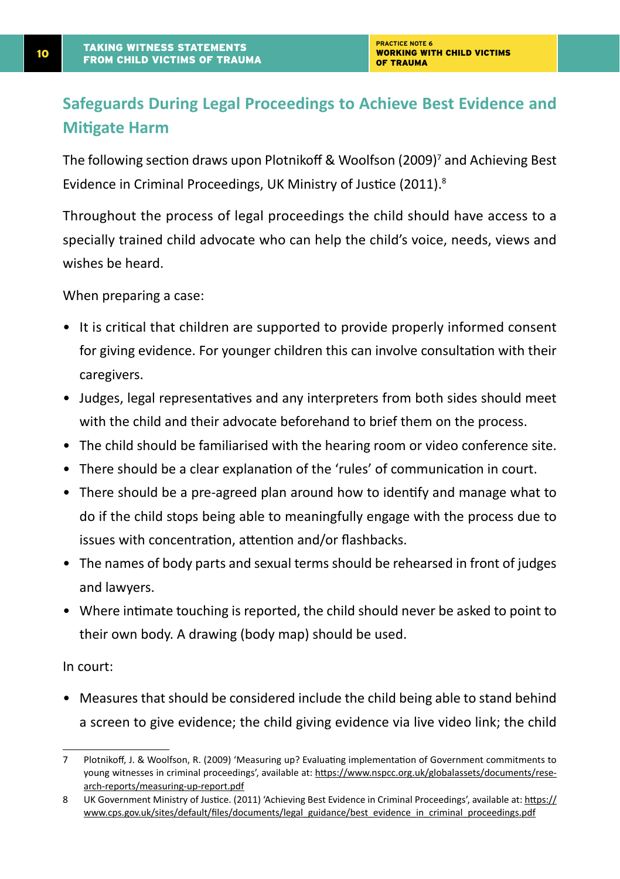## Safeguards During Legal Proceedings to Achieve Best Evidence and Mitigate Harm

The following section draws upon Plotnikoff & Woolfson (2009)[7] and Achieving Best Evidence in Criminal Proceedings, UK Ministry of Justice (2011).[8]

Throughout the process of legal proceedings the child should have access to a specially trained child advocate who can help the child's voice, needs, views and wishes be heard.

When preparing a case:

- It is critical that children are supported to provide properly informed consent for giving evidence. For younger children this can involve consultation with their caregivers.
- Judges, legal representatives and any interpreters from both sides should meet with the child and their advocate beforehand to brief them on the process.
- The child should be familiarised with the hearing room or video conference site.
- There should be a clear explanation of the 'rules' of communication in court.
- There should be a pre-agreed plan around how to identify and manage what to do if the child stops being able to meaningfully engage with the process due to issues with concentration, attention and/or flashbacks.
- The names of body parts and sexual terms should be rehearsed in front of judges and lawyers.
- Where intimate touching is reported, the child should never be asked to point to their own body. A drawing (body map) should be used.

In court:

- Measures that should be considered include the child being able to stand behind a screen to give evidence; the child giving evidence via live video link; the child

---

7 Plotnikoff, J. & Woolfson, R. (2009) 'Measuring up? Evaluating implementation of Government commitments to young witnesses in criminal proceedings', available at: https://www.nspcc.org.uk/globalassets/documents/research-reports/measuring-up-report.pdf

8 UK Government Ministry of Justice. (2011) 'Achieving Best Evidence in Criminal Proceedings', available at: https://www.cps.gov.uk/sites/default/files/documents/legal_guidance/best_evidence_in_criminal_proceedings.pdf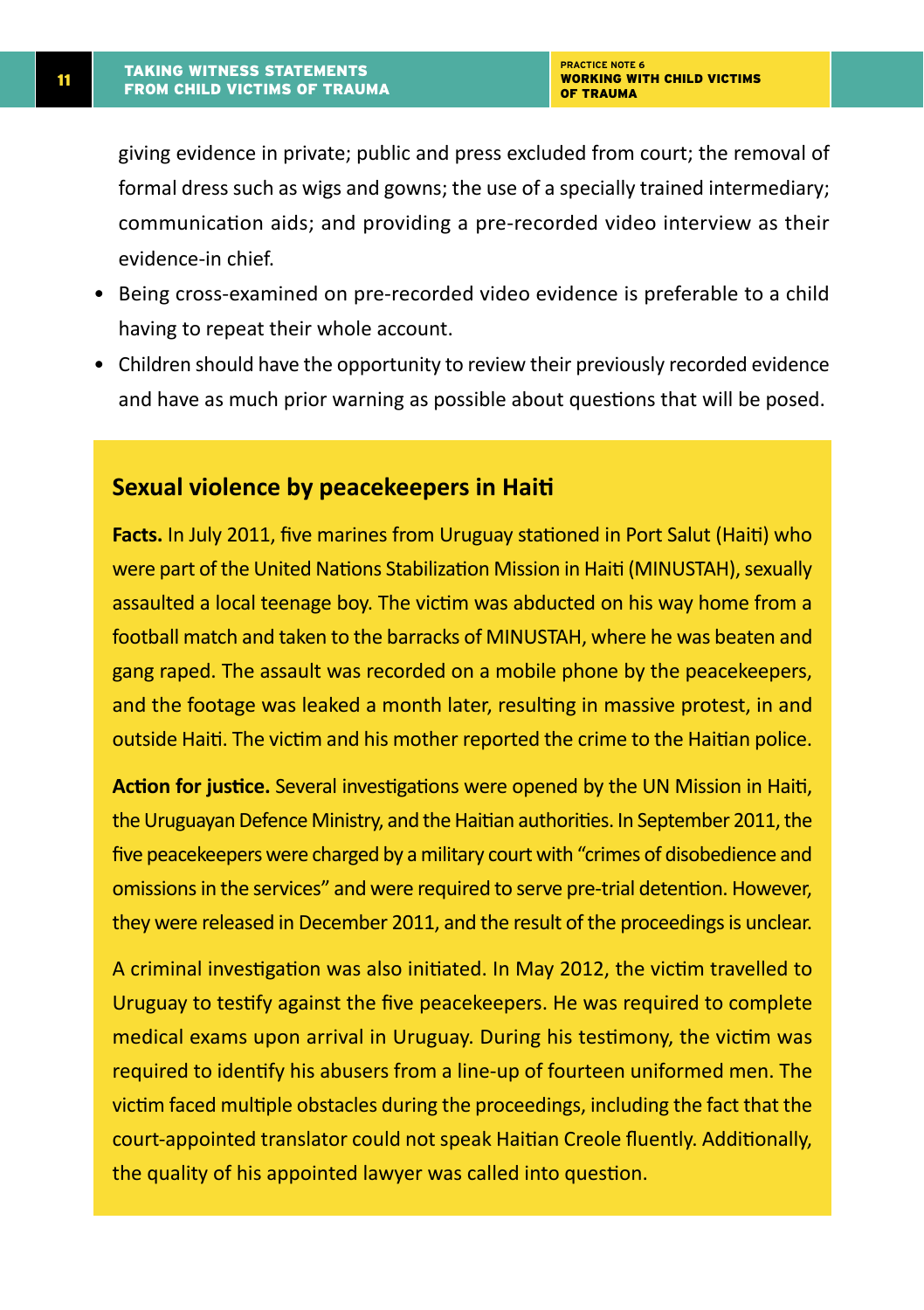giving evidence in private; public and press excluded from court; the removal of formal dress such as wigs and gowns; the use of a specially trained intermediary; communication aids; and providing a pre-recorded video interview as their evidence-in chief.

- Being cross-examined on pre-recorded video evidence is preferable to a child having to repeat their whole account.
- Children should have the opportunity to review their previously recorded evidence and have as much prior warning as possible about questions that will be posed.

## Sexual violence by peacekeepers in Haiti

**Facts.** In July 2011, five marines from Uruguay stationed in Port Salut (Haiti) who were part of the United Nations Stabilization Mission in Haiti (MINUSTAH), sexually assaulted a local teenage boy. The victim was abducted on his way home from a football match and taken to the barracks of MINUSTAH, where he was beaten and gang raped. The assault was recorded on a mobile phone by the peacekeepers, and the footage was leaked a month later, resulting in massive protest, in and outside Haiti. The victim and his mother reported the crime to the Haitian police.

**Action for justice.** Several investigations were opened by the UN Mission in Haiti, the Uruguayan Defence Ministry, and the Haitian authorities. In September 2011, the five peacekeepers were charged by a military court with "crimes of disobedience and omissions in the services" and were required to serve pre-trial detention. However, they were released in December 2011, and the result of the proceedings is unclear.

A criminal investigation was also initiated. In May 2012, the victim travelled to Uruguay to testify against the five peacekeepers. He was required to complete medical exams upon arrival in Uruguay. During his testimony, the victim was required to identify his abusers from a line-up of fourteen uniformed men. The victim faced multiple obstacles during the proceedings, including the fact that the court-appointed translator could not speak Haitian Creole fluently. Additionally, the quality of his appointed lawyer was called into question.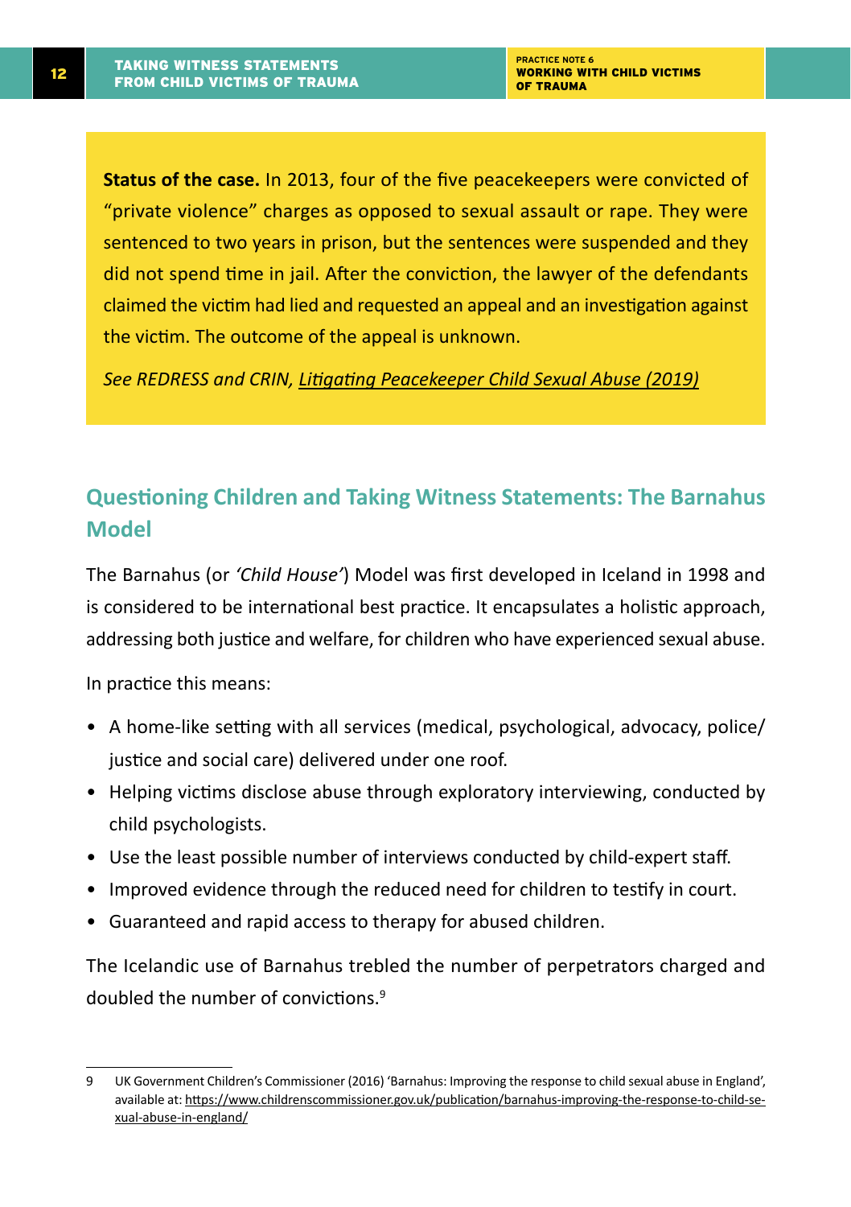**Status of the case.** In 2013, four of the five peacekeepers were convicted of "private violence" charges as opposed to sexual assault or rape. They were sentenced to two years in prison, but the sentences were suspended and they did not spend time in jail. After the conviction, the lawyer of the defendants claimed the victim had lied and requested an appeal and an investigation against the victim. The outcome of the appeal is unknown.

*See REDRESS and CRIN, Litigating Peacekeeper Child Sexual Abuse (2019)*

## Questioning Children and Taking Witness Statements: The Barnahus Model

The Barnahus (or *'Child House'*) Model was first developed in Iceland in 1998 and is considered to be international best practice. It encapsulates a holistic approach, addressing both justice and welfare, for children who have experienced sexual abuse.

In practice this means:

- A home-like setting with all services (medical, psychological, advocacy, police/justice and social care) delivered under one roof.
- Helping victims disclose abuse through exploratory interviewing, conducted by child psychologists.
- Use the least possible number of interviews conducted by child-expert staff.
- Improved evidence through the reduced need for children to testify in court.
- Guaranteed and rapid access to therapy for abused children.

The Icelandic use of Barnahus trebled the number of perpetrators charged and doubled the number of convictions.[9]

9 UK Government Children's Commissioner (2016) 'Barnahus: Improving the response to child sexual abuse in England', available at: https://www.childrenscommissioner.gov.uk/publication/barnahus-improving-the-response-to-child-sexual-abuse-in-england/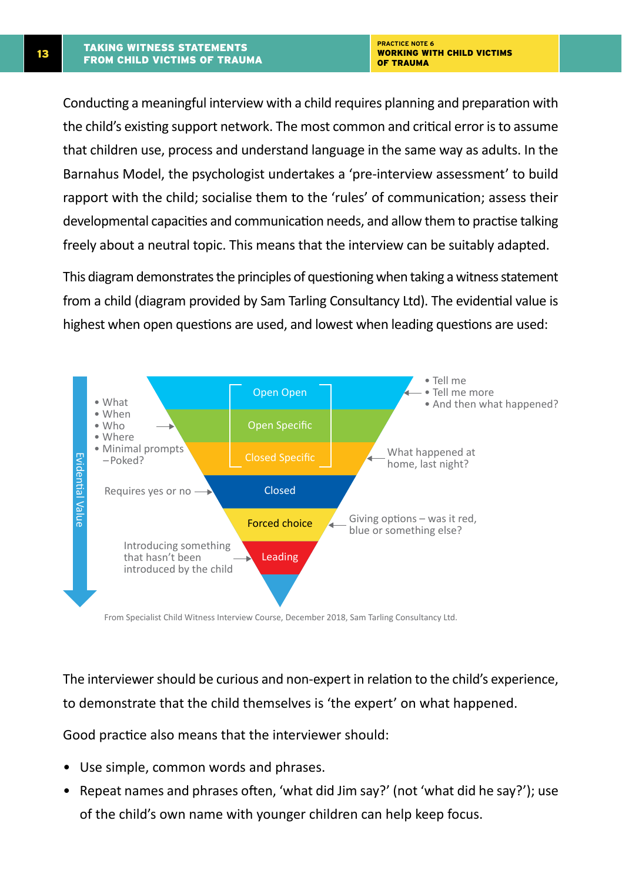Conducting a meaningful interview with a child requires planning and preparation with the child's existing support network. The most common and critical error is to assume that children use, process and understand language in the same way as adults. In the Barnahus Model, the psychologist undertakes a 'pre-interview assessment' to build rapport with the child; socialise them to the 'rules' of communication; assess their developmental capacities and communication needs, and allow them to practise talking freely about a neutral topic. This means that the interview can be suitably adapted.

This diagram demonstrates the principles of questioning when taking a witness statement from a child (diagram provided by Sam Tarling Consultancy Ltd). The evidential value is highest when open questions are used, and lowest when leading questions are used:

Evidential Value

- **Open Open** – • Tell me • Tell me more • And then what happened?
- **Open Specific** – • What • When • Who • Where • Minimal prompts – Poked?
- **Closed Specific** – What happened at home, last night?
- **Closed** – Requires yes or no
- **Forced choice** – Giving options – was it red, blue or something else?
- **Leading** – Introducing something that hasn't been introduced by the child

From Specialist Child Witness Interview Course, December 2018, Sam Tarling Consultancy Ltd.

The interviewer should be curious and non-expert in relation to the child's experience, to demonstrate that the child themselves is 'the expert' on what happened.

Good practice also means that the interviewer should:

- Use simple, common words and phrases.
- Repeat names and phrases often, 'what did Jim say?' (not 'what did he say?'); use of the child's own name with younger children can help keep focus.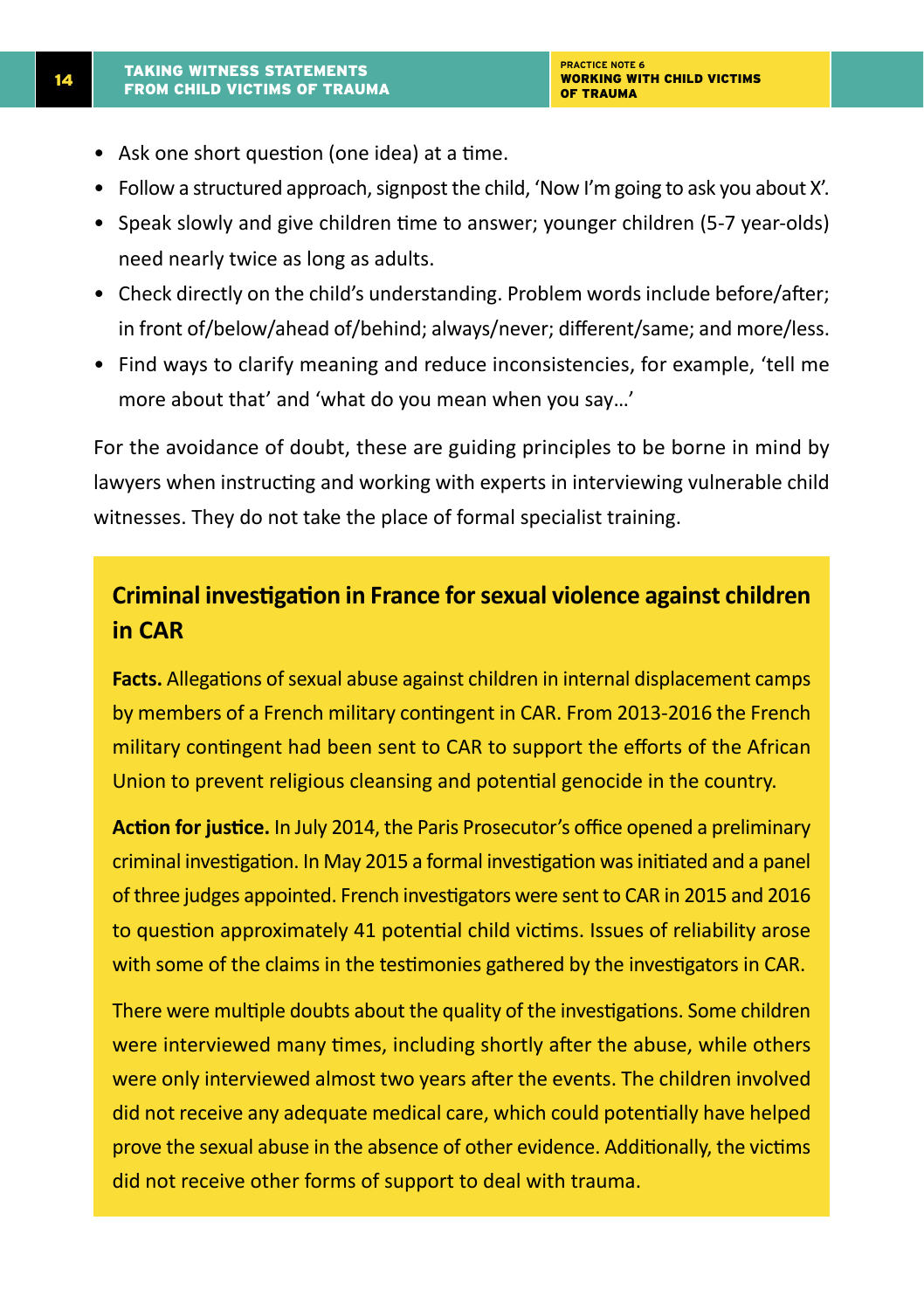- Ask one short question (one idea) at a time.
- Follow a structured approach, signpost the child, 'Now I'm going to ask you about X'.
- Speak slowly and give children time to answer; younger children (5-7 year-olds) need nearly twice as long as adults.
- Check directly on the child's understanding. Problem words include before/after; in front of/below/ahead of/behind; always/never; different/same; and more/less.
- Find ways to clarify meaning and reduce inconsistencies, for example, 'tell me more about that' and 'what do you mean when you say…'

For the avoidance of doubt, these are guiding principles to be borne in mind by lawyers when instructing and working with experts in interviewing vulnerable child witnesses. They do not take the place of formal specialist training.

## Criminal investigation in France for sexual violence against children in CAR

**Facts.** Allegations of sexual abuse against children in internal displacement camps by members of a French military contingent in CAR. From 2013-2016 the French military contingent had been sent to CAR to support the efforts of the African Union to prevent religious cleansing and potential genocide in the country.

**Action for justice.** In July 2014, the Paris Prosecutor's office opened a preliminary criminal investigation. In May 2015 a formal investigation was initiated and a panel of three judges appointed. French investigators were sent to CAR in 2015 and 2016 to question approximately 41 potential child victims. Issues of reliability arose with some of the claims in the testimonies gathered by the investigators in CAR.

There were multiple doubts about the quality of the investigations. Some children were interviewed many times, including shortly after the abuse, while others were only interviewed almost two years after the events. The children involved did not receive any adequate medical care, which could potentially have helped prove the sexual abuse in the absence of other evidence. Additionally, the victims did not receive other forms of support to deal with trauma.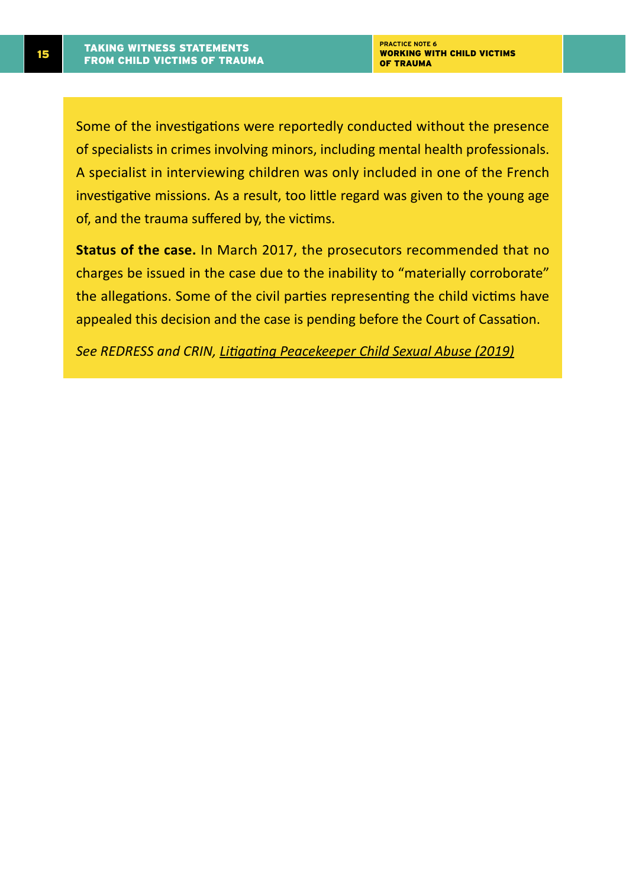Some of the investigations were reportedly conducted without the presence of specialists in crimes involving minors, including mental health professionals. A specialist in interviewing children was only included in one of the French investigative missions. As a result, too little regard was given to the young age of, and the trauma suffered by, the victims.

**Status of the case.** In March 2017, the prosecutors recommended that no charges be issued in the case due to the inability to "materially corroborate" the allegations. Some of the civil parties representing the child victims have appealed this decision and the case is pending before the Court of Cassation.

*See REDRESS and CRIN, Litigating Peacekeeper Child Sexual Abuse (2019)*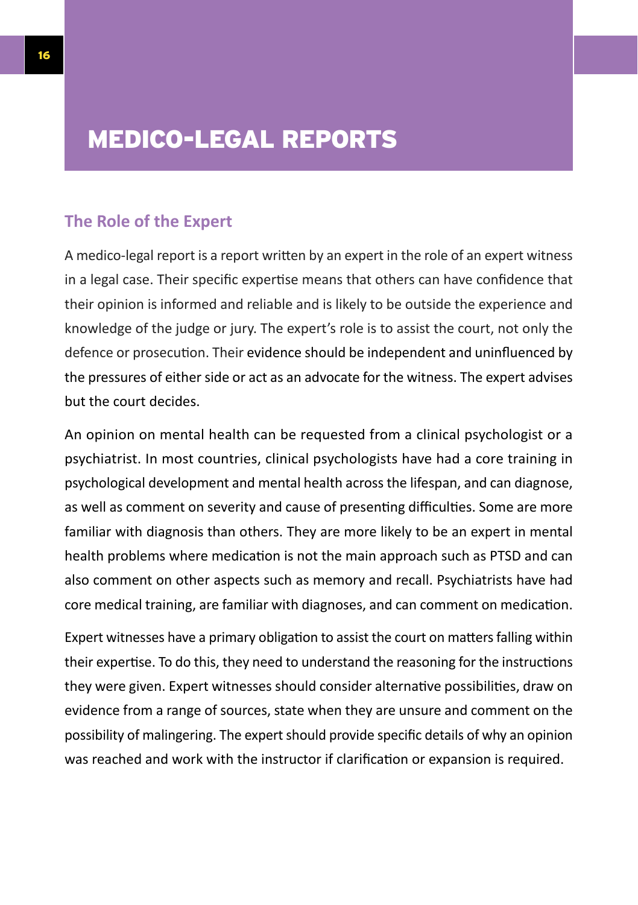# MEDICO-LEGAL REPORTS

## The Role of the Expert

A medico-legal report is a report written by an expert in the role of an expert witness in a legal case. Their specific expertise means that others can have confidence that their opinion is informed and reliable and is likely to be outside the experience and knowledge of the judge or jury. The expert's role is to assist the court, not only the defence or prosecution. Their evidence should be independent and uninfluenced by the pressures of either side or act as an advocate for the witness. The expert advises but the court decides.

An opinion on mental health can be requested from a clinical psychologist or a psychiatrist. In most countries, clinical psychologists have had a core training in psychological development and mental health across the lifespan, and can diagnose, as well as comment on severity and cause of presenting difficulties. Some are more familiar with diagnosis than others. They are more likely to be an expert in mental health problems where medication is not the main approach such as PTSD and can also comment on other aspects such as memory and recall. Psychiatrists have had core medical training, are familiar with diagnoses, and can comment on medication.

Expert witnesses have a primary obligation to assist the court on matters falling within their expertise. To do this, they need to understand the reasoning for the instructions they were given. Expert witnesses should consider alternative possibilities, draw on evidence from a range of sources, state when they are unsure and comment on the possibility of malingering. The expert should provide specific details of why an opinion was reached and work with the instructor if clarification or expansion is required.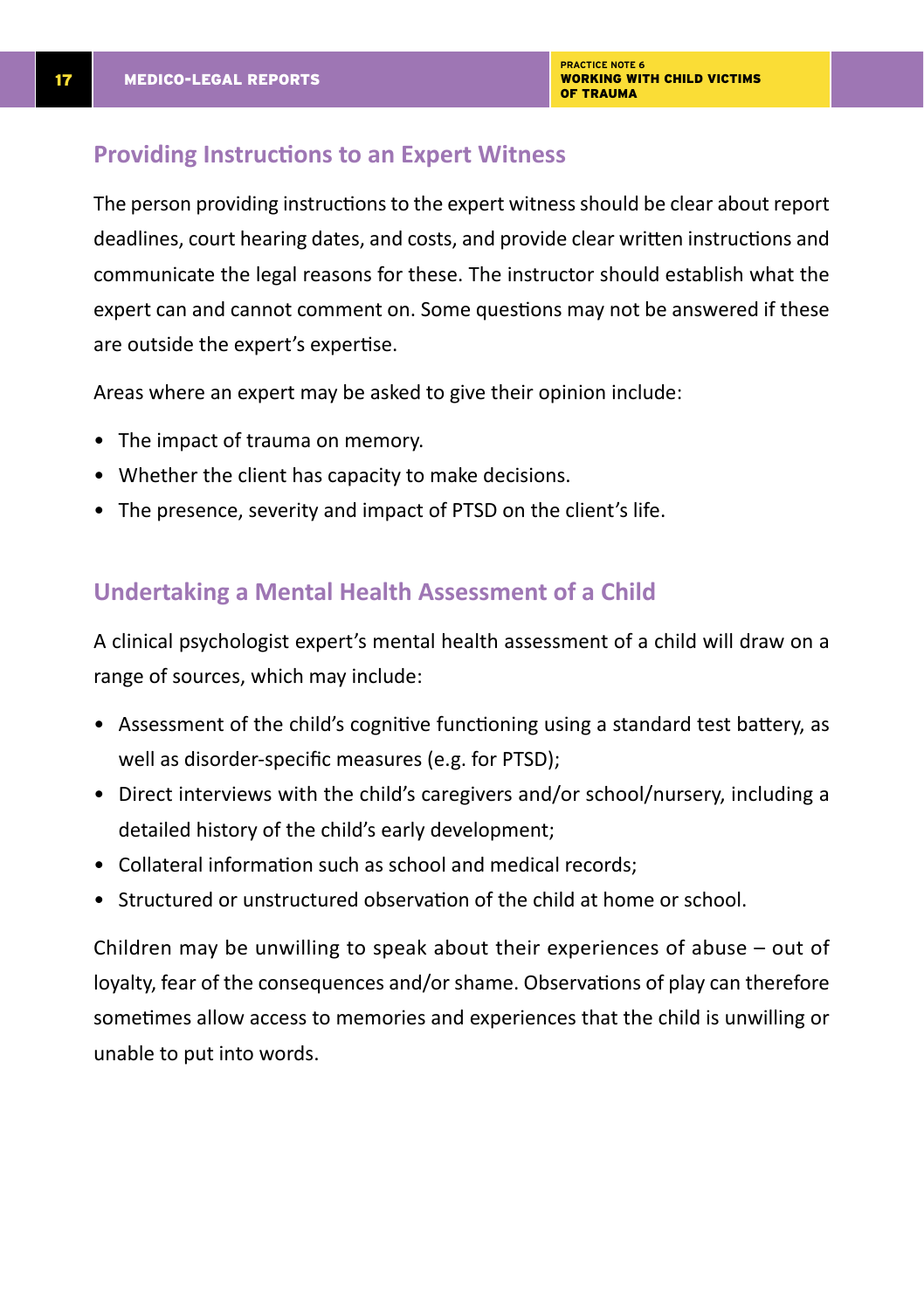## Providing Instructions to an Expert Witness

The person providing instructions to the expert witness should be clear about report deadlines, court hearing dates, and costs, and provide clear written instructions and communicate the legal reasons for these. The instructor should establish what the expert can and cannot comment on. Some questions may not be answered if these are outside the expert's expertise.

Areas where an expert may be asked to give their opinion include:

- The impact of trauma on memory.
- Whether the client has capacity to make decisions.
- The presence, severity and impact of PTSD on the client's life.

## Undertaking a Mental Health Assessment of a Child

A clinical psychologist expert's mental health assessment of a child will draw on a range of sources, which may include:

- Assessment of the child's cognitive functioning using a standard test battery, as well as disorder-specific measures (e.g. for PTSD);
- Direct interviews with the child's caregivers and/or school/nursery, including a detailed history of the child's early development;
- Collateral information such as school and medical records;
- Structured or unstructured observation of the child at home or school.

Children may be unwilling to speak about their experiences of abuse – out of loyalty, fear of the consequences and/or shame. Observations of play can therefore sometimes allow access to memories and experiences that the child is unwilling or unable to put into words.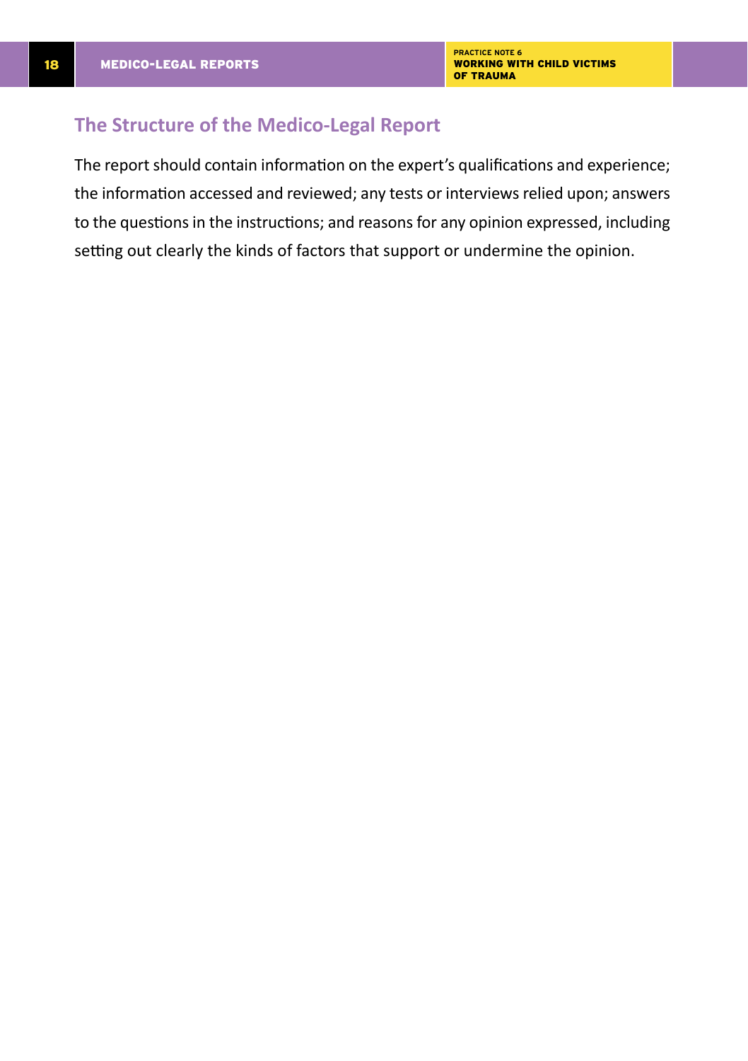## The Structure of the Medico-Legal Report

The report should contain information on the expert's qualifications and experience; the information accessed and reviewed; any tests or interviews relied upon; answers to the questions in the instructions; and reasons for any opinion expressed, including setting out clearly the kinds of factors that support or undermine the opinion.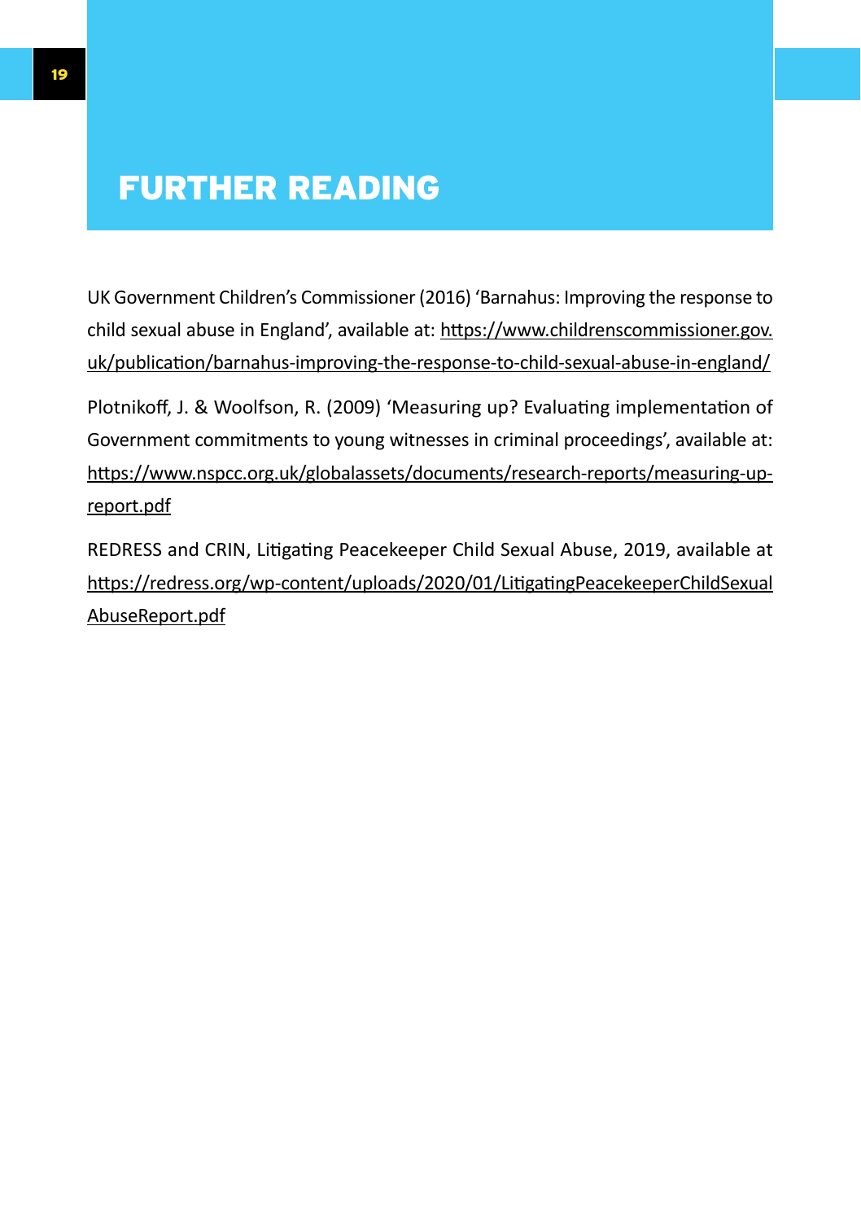# FURTHER READING

UK Government Children's Commissioner (2016) 'Barnahus: Improving the response to child sexual abuse in England', available at: https://www.childrenscommissioner.gov.uk/publication/barnahus-improving-the-response-to-child-sexual-abuse-in-england/

Plotnikoff, J. & Woolfson, R. (2009) 'Measuring up? Evaluating implementation of Government commitments to young witnesses in criminal proceedings', available at: https://www.nspcc.org.uk/globalassets/documents/research-reports/measuring-up-report.pdf

REDRESS and CRIN, Litigating Peacekeeper Child Sexual Abuse, 2019, available at https://redress.org/wp-content/uploads/2020/01/LitigatingPeacekeeperChildSexualAbuseReport.pdf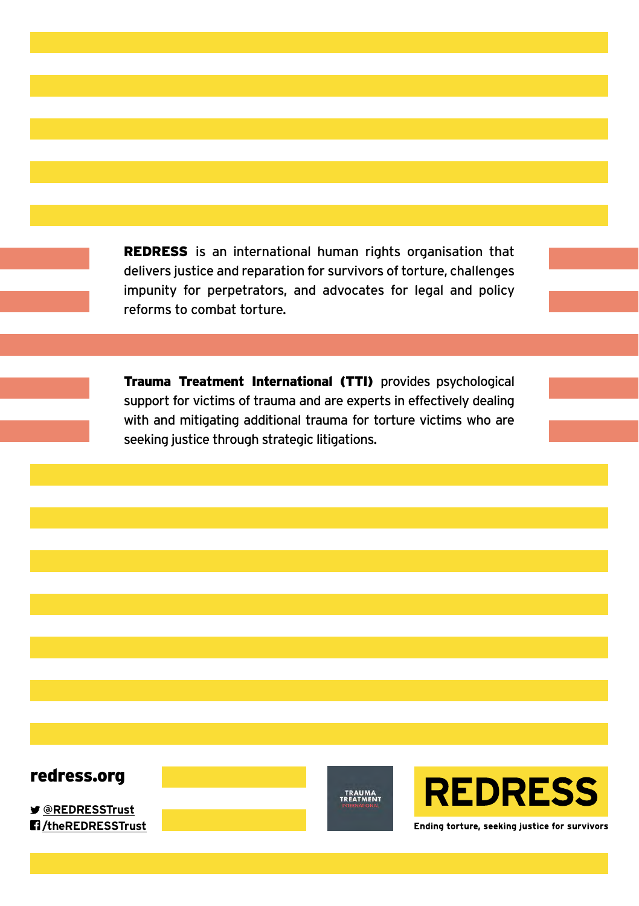**REDRESS** is an international human rights organisation that delivers justice and reparation for survivors of torture, challenges impunity for perpetrators, and advocates for legal and policy reforms to combat torture.

**Trauma Treatment International (TTI)** provides psychological support for victims of trauma and are experts in effectively dealing with and mitigating additional trauma for torture victims who are seeking justice through strategic litigations.

**redress.org**

@REDRESSTrust

/theREDRESSTrust

TRAUMA TREATMENT INTERNATIONAL

**REDRESS**

Ending torture, seeking justice for survivors